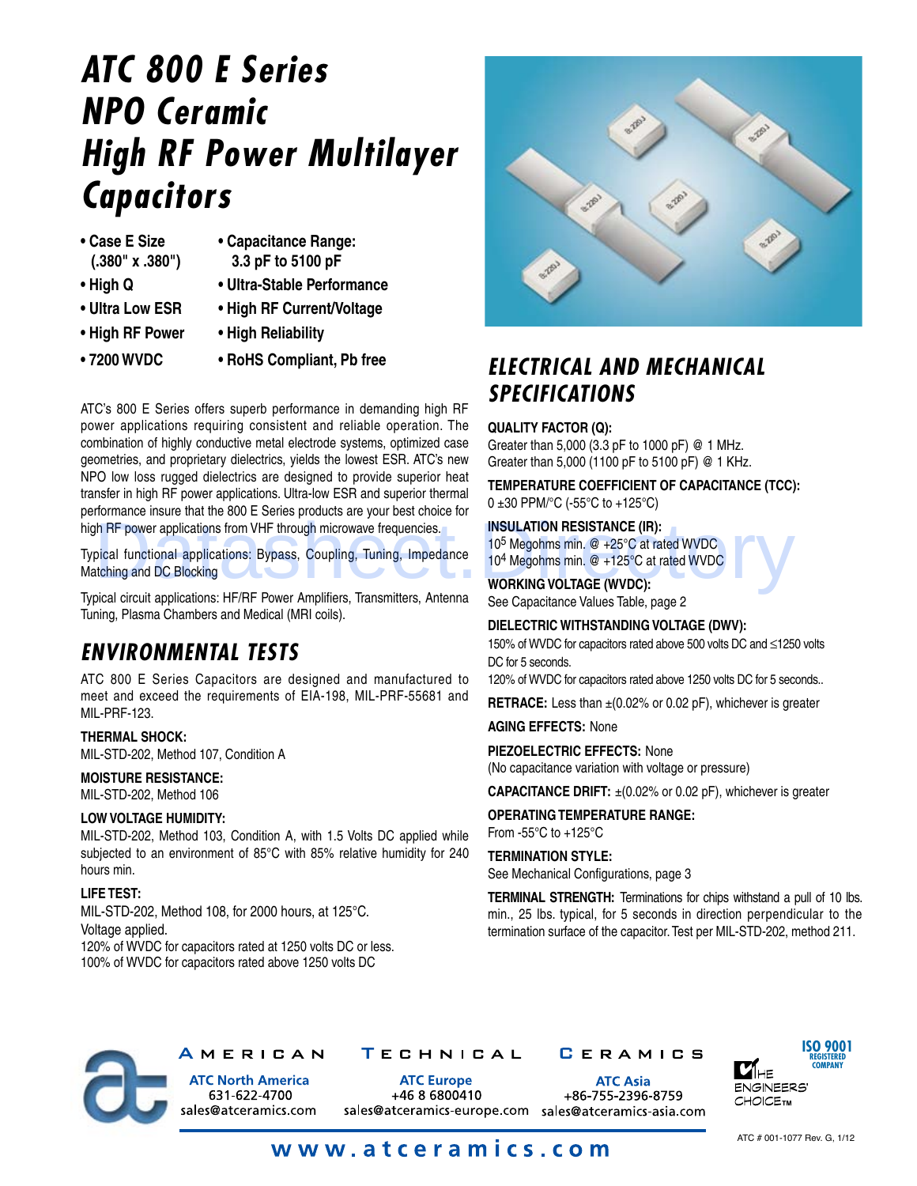# ATC 800 E Series NPO Ceramic High RF Power Multilayer Capacitors

- Case E Size (.380" x .380")
- High Q
- Ultra Low ESR
- High RF Power
- 7200 WVDC
- Capacitance Range: 3.3 pF to 5100 pF
- Ultra-Stable Performance
- High RF Current/Voltage
- High Reliability
- RoHS Compliant, Pb free

ATC's 800 E Series offers superb performance in demanding high RF power applications requiring consistent and reliable operation. The combination of highly conductive metal electrode systems, optimized case geometries, and proprietary dielectrics, yields the lowest ESR. ATC's new NPO low loss rugged dielectrics are designed to provide superior heat transfer in high RF power applications. Ultra-low ESR and superior thermal performance insure that the 800 E Series products are your best choice for high RF power applications from VHF through microwave frequencies.

Typical functional applications: Bypass, Coupling, Tuning, Impedance Matching and DC Blocking

Typical circuit applications: HF/RF Power Amplifiers, Transmitters, Antenna Tuning, Plasma Chambers and Medical (MRI coils).

## ENVIRONMENTAL TESTS

ATC 800 E Series Capacitors are designed and manufactured to meet and exceed the requirements of EIA-198, MIL-PRF-55681 and MIL-PRF-123.

**THERMAL SHOCK:**
MIL-STD-202, Method 107, Condition A

**MOISTURE RESISTANCE:**
MIL-STD-202, Method 106

**LOW VOLTAGE HUMIDITY:**
MIL-STD-202, Method 103, Condition A, with 1.5 Volts DC applied while subjected to an environment of 85°C with 85% relative humidity for 240 hours min.

**LIFE TEST:**
MIL-STD-202, Method 108, for 2000 hours, at 125°C.
Voltage applied.
120% of WVDC for capacitors rated at 1250 volts DC or less.
100% of WVDC for capacitors rated above 1250 volts DC

## ELECTRICAL AND MECHANICAL SPECIFICATIONS

**QUALITY FACTOR (Q):**
Greater than 5,000 (3.3 pF to 1000 pF) @ 1 MHz.
Greater than 5,000 (1100 pF to 5100 pF) @ 1 KHz.

**TEMPERATURE COEFFICIENT OF CAPACITANCE (TCC):**
0 ±30 PPM/°C (-55°C to +125°C)

**INSULATION RESISTANCE (IR):**
$10^5$ Megohms min. @ +25°C at rated WVDC
$10^4$ Megohms min. @ +125°C at rated WVDC

**WORKING VOLTAGE (WVDC):**
See Capacitance Values Table, page 2

**DIELECTRIC WITHSTANDING VOLTAGE (DWV):**
150% of WVDC for capacitors rated above 500 volts DC and ≤1250 volts DC for 5 seconds.
120% of WVDC for capacitors rated above 1250 volts DC for 5 seconds..

**RETRACE:** Less than ±(0.02% or 0.02 pF), whichever is greater

**AGING EFFECTS:** None

**PIEZOELECTRIC EFFECTS:** None
(No capacitance variation with voltage or pressure)

**CAPACITANCE DRIFT:** ±(0.02% or 0.02 pF), whichever is greater

**OPERATING TEMPERATURE RANGE:**
From -55°C to +125°C

**TERMINATION STYLE:**
See Mechanical Configurations, page 3

**TERMINAL STRENGTH:** Terminations for chips withstand a pull of 10 lbs. min., 25 lbs. typical, for 5 seconds in direction perpendicular to the termination surface of the capacitor. Test per MIL-STD-202, method 211.

AMERICAN TECHNICAL CERAMICS

ATC North America
631-622-4700
sales@atceramics.com

ATC Europe
+46 8 6800410
sales@atceramics-europe.com

ATC Asia
+86-755-2396-8759
sales@atceramics-asia.com

ISO 9001 REGISTERED COMPANY

THE ENGINEERS' CHOICE™

ATC # 001-1077 Rev. G, 1/12

www.atceramics.com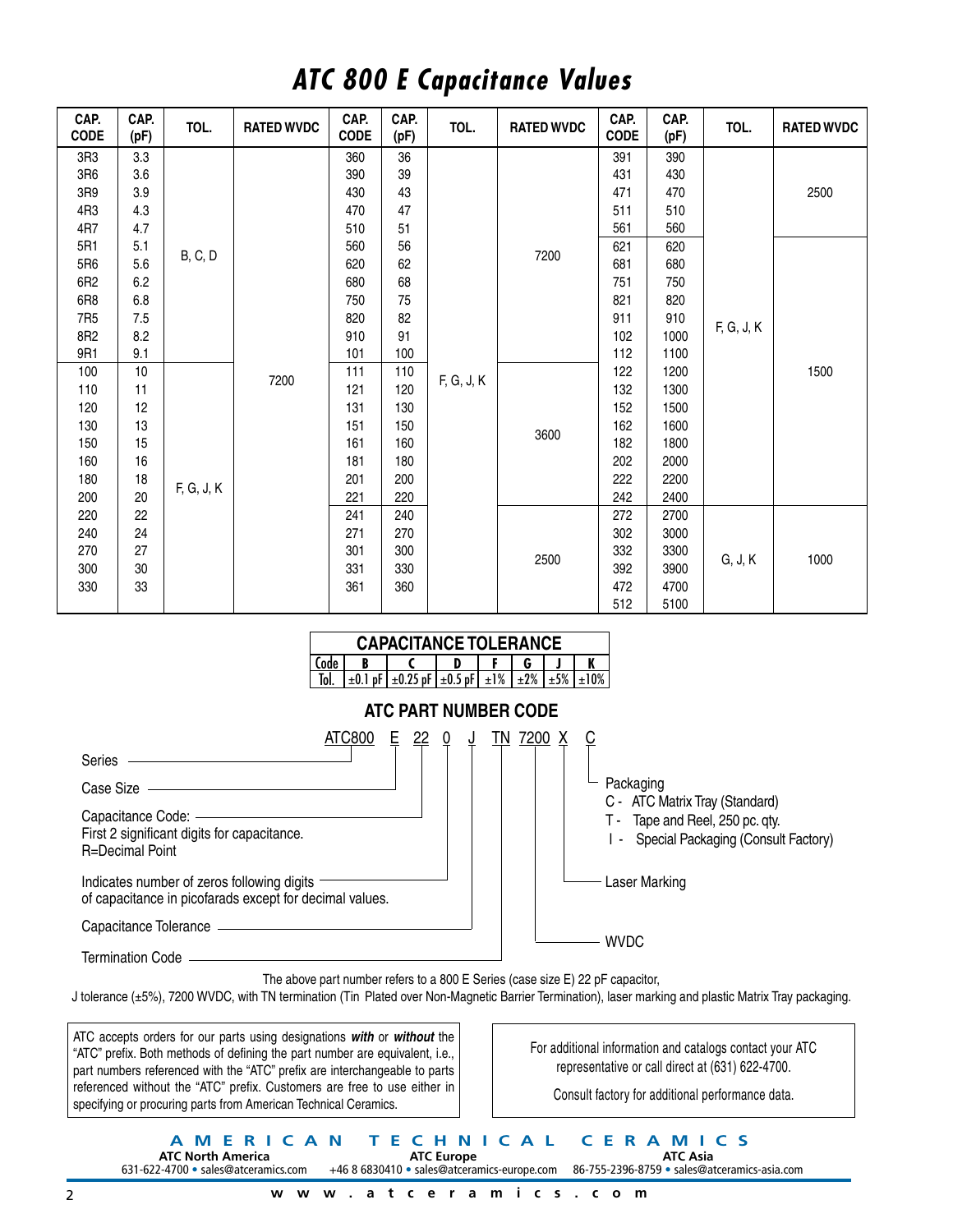# ATC 800 E Capacitance Values

| CAP. CODE | CAP. (pF) | TOL. | RATED WVDC | CAP. CODE | CAP. (pF) | TOL. | RATED WVDC | CAP. CODE | CAP. (pF) | TOL. | RATED WVDC |
|---|---|---|---|---|---|---|---|---|---|---|---|
| 3R3 | 3.3 | B, C, D | 7200 | 360 | 36 | F, G, J, K | 7200 | 391 | 390 | F, G, J, K | 2500 |
| 3R6 | 3.6 | | | 390 | 39 | | | 431 | 430 | | |
| 3R9 | 3.9 | | | 430 | 43 | | | 471 | 470 | | |
| 4R3 | 4.3 | | | 470 | 47 | | | 511 | 510 | | |
| 4R7 | 4.7 | | | 510 | 51 | | | 561 | 560 | | |
| 5R1 | 5.1 | | | 560 | 56 | | | 621 | 620 | | 1500 |
| 5R6 | 5.6 | | | 620 | 62 | | | 681 | 680 | | |
| 6R2 | 6.2 | | | 680 | 68 | | | 751 | 750 | | |
| 6R8 | 6.8 | | | 750 | 75 | | | 821 | 820 | | |
| 7R5 | 7.5 | | | 820 | 82 | | | 911 | 910 | | |
| 8R2 | 8.2 | | | 910 | 91 | | | 102 | 1000 | | |
| 9R1 | 9.1 | | | 101 | 100 | | | 112 | 1100 | | |
| 100 | 10 | F, G, J, K | | 111 | 110 | | 3600 | 122 | 1200 | | |
| 110 | 11 | | | 121 | 120 | | | 132 | 1300 | | |
| 120 | 12 | | | 131 | 130 | | | 152 | 1500 | | |
| 130 | 13 | | | 151 | 150 | | | 162 | 1600 | | |
| 150 | 15 | | | 161 | 160 | | | 182 | 1800 | | |
| 160 | 16 | | | 181 | 180 | | | 202 | 2000 | | |
| 180 | 18 | | | 201 | 200 | | | 222 | 2200 | | |
| 200 | 20 | | | 221 | 220 | | | 242 | 2400 | | |
| 220 | 22 | | | 241 | 240 | | 2500 | 272 | 2700 | G, J, K | 1000 |
| 240 | 24 | | | 271 | 270 | | | 302 | 3000 | | |
| 270 | 27 | | | 301 | 300 | | | 332 | 3300 | | |
| 300 | 30 | | | 331 | 330 | | | 392 | 3900 | | |
| 330 | 33 | | | 361 | 360 | | | 472 | 4700 | | |
| | | | | | | | | 512 | 5100 | | |

## CAPACITANCE TOLERANCE

| Code | B | C | D | F | G | J | K |
|---|---|---|---|---|---|---|---|
| Tol. | ±0.1 pF | ±0.25 pF | ±0.5 pF | ±1% | ±2% | ±5% | ±10% |

## ATC PART NUMBER CODE

ATC800 E 22 0 J TN 7200 X C

- **ATC800** – Series
- **E** – Case Size
- **22** – Capacitance Code: First 2 significant digits for capacitance. R=Decimal Point
- **0** – Indicates number of zeros following digits of capacitance in picofarads except for decimal values.
- **J** – Capacitance Tolerance
- **TN** – Termination Code
- **7200** – WVDC
- **X** – Laser Marking
- **C** – Packaging
  - C - ATC Matrix Tray (Standard)
  - T - Tape and Reel, 250 pc. qty.
  - I - Special Packaging (Consult Factory)

The above part number refers to a 800 E Series (case size E) 22 pF capacitor, J tolerance (±5%), 7200 WVDC, with TN termination (Tin Plated over Non-Magnetic Barrier Termination), laser marking and plastic Matrix Tray packaging.

ATC accepts orders for our parts using designations ***with*** or ***without*** the "ATC" prefix. Both methods of defining the part number are equivalent, i.e., part numbers referenced with the "ATC" prefix are interchangeable to parts referenced without the "ATC" prefix. Customers are free to use either in specifying or procuring parts from American Technical Ceramics.

For additional information and catalogs contact your ATC representative or call direct at (631) 622-4700.

Consult factory for additional performance data.

**AMERICAN TECHNICAL CERAMICS**

**ATC North America**
631-622-4700 • sales@atceramics.com

**ATC Europe**
+46 8 6830410 • sales@atceramics-europe.com

**ATC Asia**
86-755-2396-8759 • sales@atceramics-asia.com

www.atceramics.com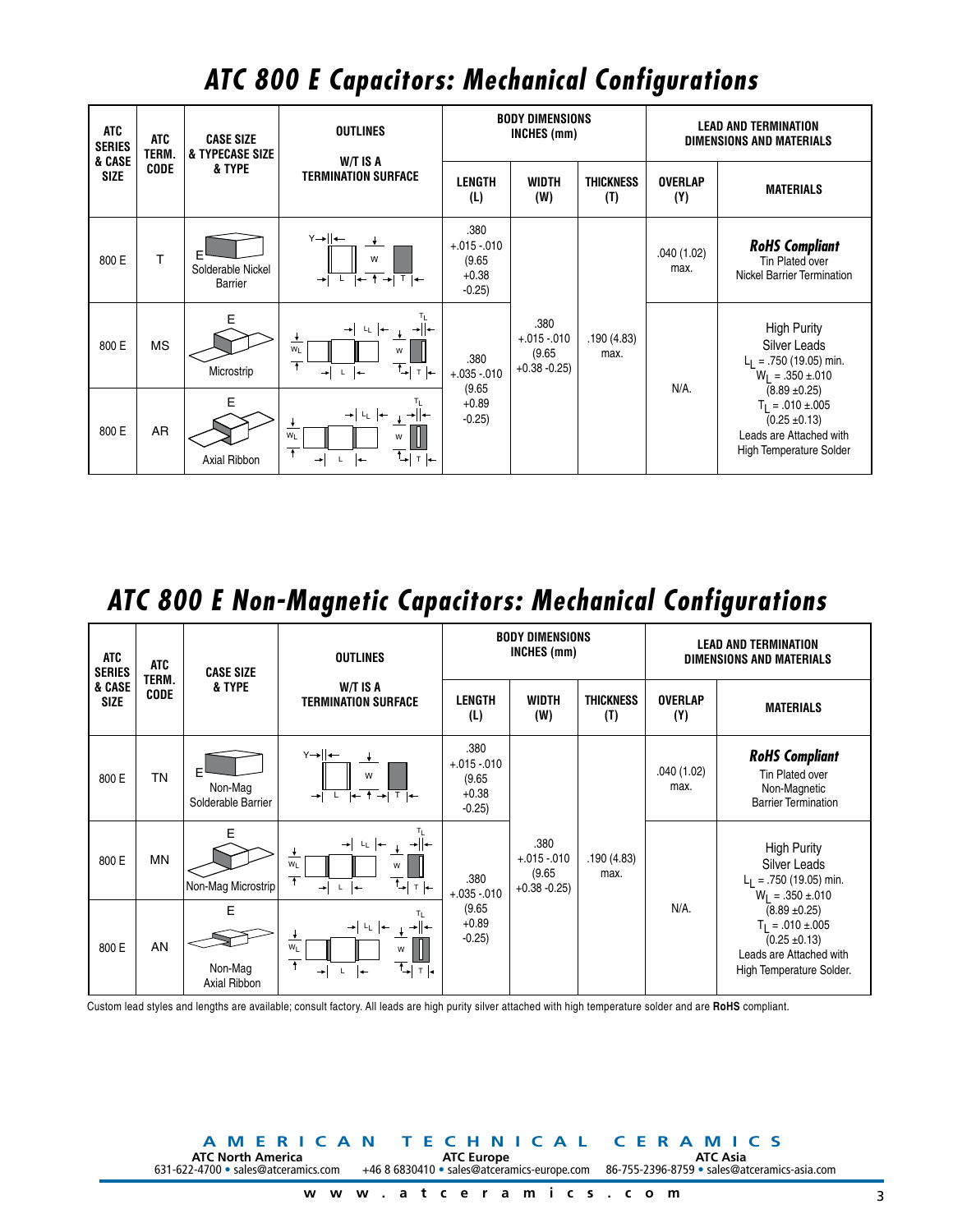# ATC 800 E Capacitors: Mechanical Configurations

| ATC SERIES & CASE SIZE | ATC TERM. CODE | CASE SIZE & TYPECASE SIZE & TYPE | OUTLINES W/T IS A TERMINATION SURFACE | BODY DIMENSIONS INCHES (mm) | | | LEAD AND TERMINATION DIMENSIONS AND MATERIALS | |
|---|---|---|---|---|---|---|---|---|
| | | | | LENGTH (L) | WIDTH (W) | THICKNESS (T) | OVERLAP (Y) | MATERIALS |
| 800 E | T | E Solderable Nickel Barrier | | .380 +.015 -.010 (9.65 +0.38 -0.25) | .380 +.015 -.010 (9.65 +0.38 -0.25) | .190 (4.83) max. | .040 (1.02) max. | ***RoHS Compliant*** Tin Plated over Nickel Barrier Termination |
| 800 E | MS | E Microstrip | | .380 +.035 -.010 (9.65 +0.89 -0.25) | .380 +.015 -.010 (9.65 +0.38 -0.25) | .190 (4.83) max. | N/A. | High Purity Silver Leads $L_L$ = .750 (19.05) min. $W_L$ = .350 ±.010 (8.89 ±0.25) $T_L$ = .010 ±.005 (0.25 ±0.13) Leads are Attached with High Temperature Solder |
| 800 E | AR | E Axial Ribbon | | .380 +.035 -.010 (9.65 +0.89 -0.25) | .380 +.015 -.010 (9.65 +0.38 -0.25) | .190 (4.83) max. | N/A. | High Purity Silver Leads $L_L$ = .750 (19.05) min. $W_L$ = .350 ±.010 (8.89 ±0.25) $T_L$ = .010 ±.005 (0.25 ±0.13) Leads are Attached with High Temperature Solder |

# ATC 800 E Non-Magnetic Capacitors: Mechanical Configurations

| ATC SERIES & CASE SIZE | ATC TERM. CODE | CASE SIZE & TYPE | OUTLINES W/T IS A TERMINATION SURFACE | BODY DIMENSIONS INCHES (mm) | | | LEAD AND TERMINATION DIMENSIONS AND MATERIALS | |
|---|---|---|---|---|---|---|---|---|
| | | | | LENGTH (L) | WIDTH (W) | THICKNESS (T) | OVERLAP (Y) | MATERIALS |
| 800 E | TN | E Non-Mag Solderable Barrier | | .380 +.015 -.010 (9.65 +0.38 -0.25) | .380 +.015 -.010 (9.65 +0.38 -0.25) | .190 (4.83) max. | .040 (1.02) max. | ***RoHS Compliant*** Tin Plated over Non-Magnetic Barrier Termination |
| 800 E | MN | E Non-Mag Microstrip | | .380 +.035 -.010 (9.65 +0.89 -0.25) | .380 +.015 -.010 (9.65 +0.38 -0.25) | .190 (4.83) max. | N/A. | High Purity Silver Leads $L_L$ = .750 (19.05) min. $W_L$ = .350 ±.010 (8.89 ±0.25) $T_L$ = .010 ±.005 (0.25 ±0.13) Leads are Attached with High Temperature Solder. |
| 800 E | AN | E Non-Mag Axial Ribbon | | .380 +.035 -.010 (9.65 +0.89 -0.25) | .380 +.015 -.010 (9.65 +0.38 -0.25) | .190 (4.83) max. | N/A. | High Purity Silver Leads $L_L$ = .750 (19.05) min. $W_L$ = .350 ±.010 (8.89 ±0.25) $T_L$ = .010 ±.005 (0.25 ±0.13) Leads are Attached with High Temperature Solder. |

Custom lead styles and lengths are available; consult factory. All leads are high purity silver attached with high temperature solder and are **RoHS** compliant.

**AMERICAN TECHNICAL CERAMICS**

**ATC North America**
631-622-4700 • sales@atceramics.com

**ATC Europe**
+46 8 6830410 • sales@atceramics-europe.com

**ATC Asia**
86-755-2396-8759 • sales@atceramics-asia.com

**www.atceramics.com**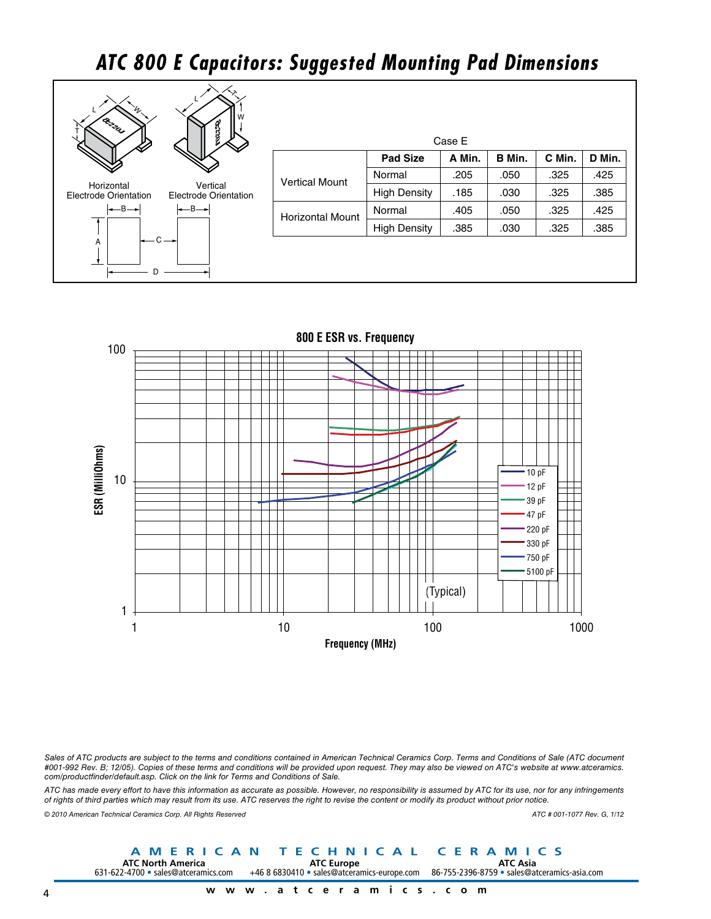# ATC 800 E Capacitors: Suggested Mounting Pad Dimensions

L W T

Horizontal Electrode Orientation

L T W

Vertical Electrode Orientation

B A C D

Case E

| | Pad Size | A Min. | B Min. | C Min. | D Min. |
|---|---|---|---|---|---|
| Vertical Mount | Normal | .205 | .050 | .325 | .425 |
| | High Density | .185 | .030 | .325 | .385 |
| Horizontal Mount | Normal | .405 | .050 | .325 | .425 |
| | High Density | .385 | .030 | .325 | .385 |

**800 E ESR vs. Frequency**

ESR (MilliOhms)

100

10

1

Frequency (MHz)

1

10

100

1000

10 pF

12 pF

39 pF

47 pF

220 pF

330 pF

750 pF

5100 pF

(Typical)

*Sales of ATC products are subject to the terms and conditions contained in American Technical Ceramics Corp. Terms and Conditions of Sale (ATC document #001-992 Rev. B; 12/05). Copies of these terms and conditions will be provided upon request. They may also be viewed on ATC's website at www.atceramics.com/productfinder/default.asp. Click on the link for Terms and Conditions of Sale.*

*ATC has made every effort to have this information as accurate as possible. However, no responsibility is assumed by ATC for its use, nor for any infringements of rights of third parties which may result from its use. ATC reserves the right to revise the content or modify its product without prior notice.*

*© 2010 American Technical Ceramics Corp. All Rights Reserved*

*ATC # 001-1077 Rev. G, 1/12*

**AMERICAN TECHNICAL CERAMICS**

**ATC North America**
631-622-4700 • sales@atceramics.com

**ATC Europe**
+46 8 6830410 • sales@atceramics-europe.com

**ATC Asia**
86-755-2396-8759 • sales@atceramics-asia.com

www.atceramics.com